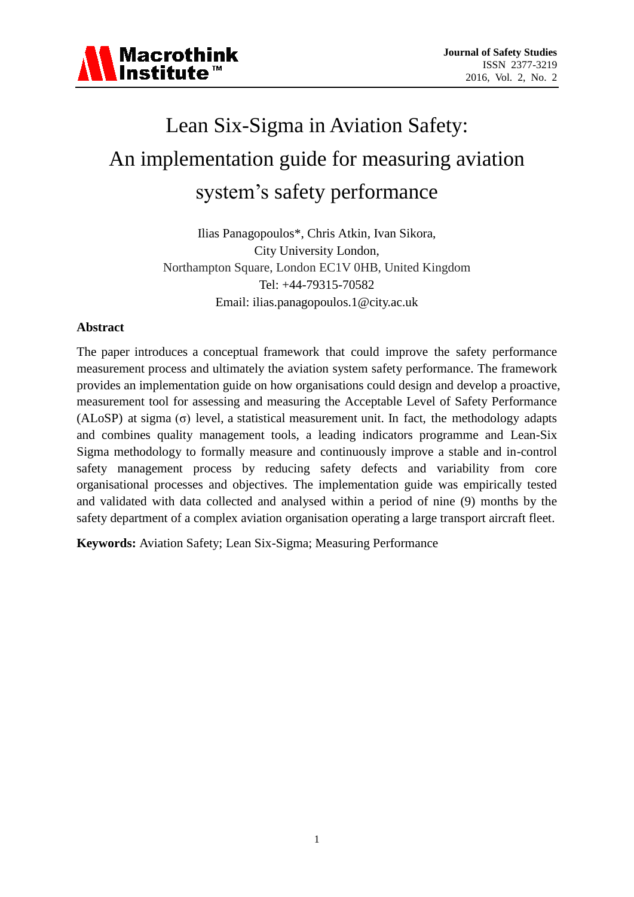# Lean Six-Sigma in Aviation Safety: An implementation guide for measuring aviation system's safety performance

Ilias Panagopoulos*, Chris Atkin, Ivan Sikora,
City University London,
Northampton Square, London EC1V 0HB, United Kingdom
Tel: +44-79315-70582
Email: ilias.panagopoulos.1@city.ac.uk

## Abstract

The paper introduces a conceptual framework that could improve the safety performance measurement process and ultimately the aviation system safety performance. The framework provides an implementation guide on how organisations could design and develop a proactive, measurement tool for assessing and measuring the Acceptable Level of Safety Performance (ALoSP) at sigma (σ) level, a statistical measurement unit. In fact, the methodology adapts and combines quality management tools, a leading indicators programme and Lean-Six Sigma methodology to formally measure and continuously improve a stable and in-control safety management process by reducing safety defects and variability from core organisational processes and objectives. The implementation guide was empirically tested and validated with data collected and analysed within a period of nine (9) months by the safety department of a complex aviation organisation operating a large transport aircraft fleet.

**Keywords:** Aviation Safety; Lean Six-Sigma; Measuring Performance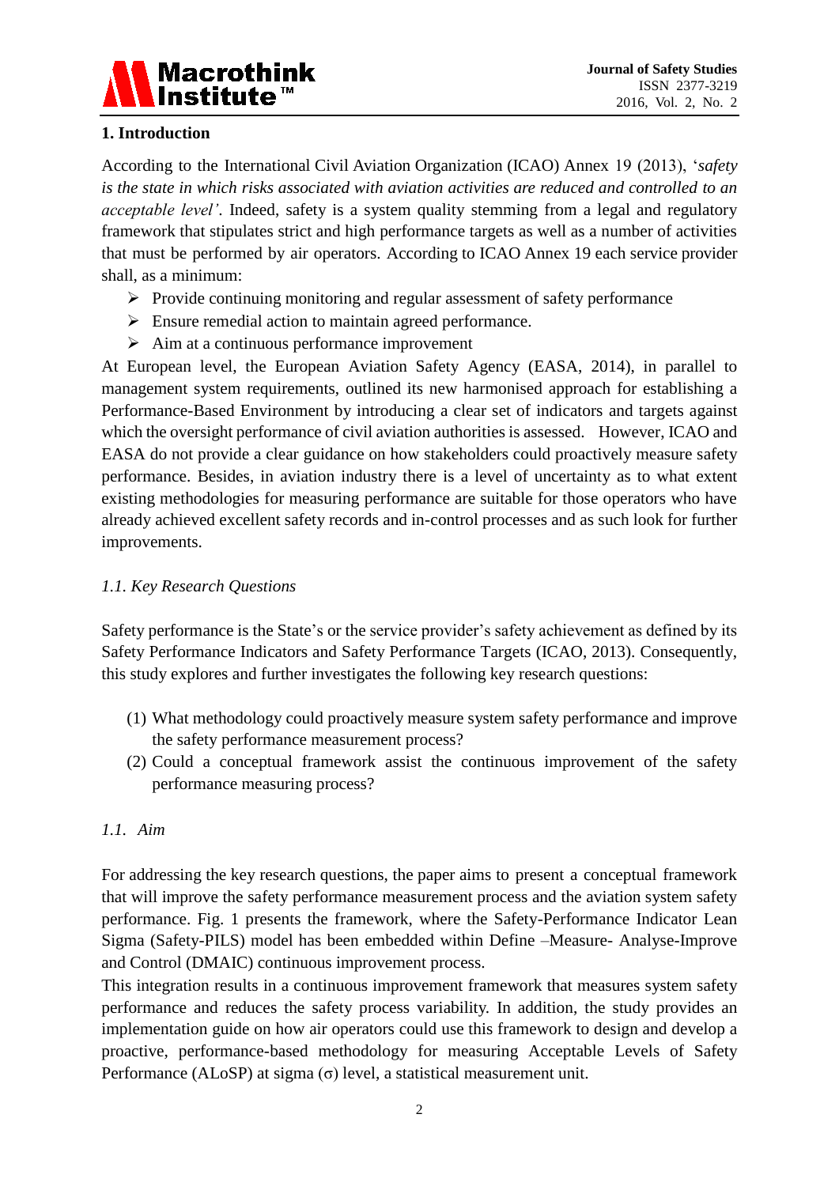## 1. Introduction

According to the International Civil Aviation Organization (ICAO) Annex 19 (2013), '*safety is the state in which risks associated with aviation activities are reduced and controlled to an acceptable level'*. Indeed, safety is a system quality stemming from a legal and regulatory framework that stipulates strict and high performance targets as well as a number of activities that must be performed by air operators. According to ICAO Annex 19 each service provider shall, as a minimum:

- Provide continuing monitoring and regular assessment of safety performance
- Ensure remedial action to maintain agreed performance.
- Aim at a continuous performance improvement

At European level, the European Aviation Safety Agency (EASA, 2014), in parallel to management system requirements, outlined its new harmonised approach for establishing a Performance-Based Environment by introducing a clear set of indicators and targets against which the oversight performance of civil aviation authorities is assessed. However, ICAO and EASA do not provide a clear guidance on how stakeholders could proactively measure safety performance. Besides, in aviation industry there is a level of uncertainty as to what extent existing methodologies for measuring performance are suitable for those operators who have already achieved excellent safety records and in-control processes and as such look for further improvements.

### *1.1. Key Research Questions*

Safety performance is the State's or the service provider's safety achievement as defined by its Safety Performance Indicators and Safety Performance Targets (ICAO, 2013). Consequently, this study explores and further investigates the following key research questions:

(1) What methodology could proactively measure system safety performance and improve the safety performance measurement process?

(2) Could a conceptual framework assist the continuous improvement of the safety performance measuring process?

### *1.1. Aim*

For addressing the key research questions, the paper aims to present a conceptual framework that will improve the safety performance measurement process and the aviation system safety performance. Fig. 1 presents the framework, where the Safety-Performance Indicator Lean Sigma (Safety-PILS) model has been embedded within Define –Measure- Analyse-Improve and Control (DMAIC) continuous improvement process.

This integration results in a continuous improvement framework that measures system safety performance and reduces the safety process variability. In addition, the study provides an implementation guide on how air operators could use this framework to design and develop a proactive, performance-based methodology for measuring Acceptable Levels of Safety Performance (ALoSP) at sigma ($\sigma$) level, a statistical measurement unit.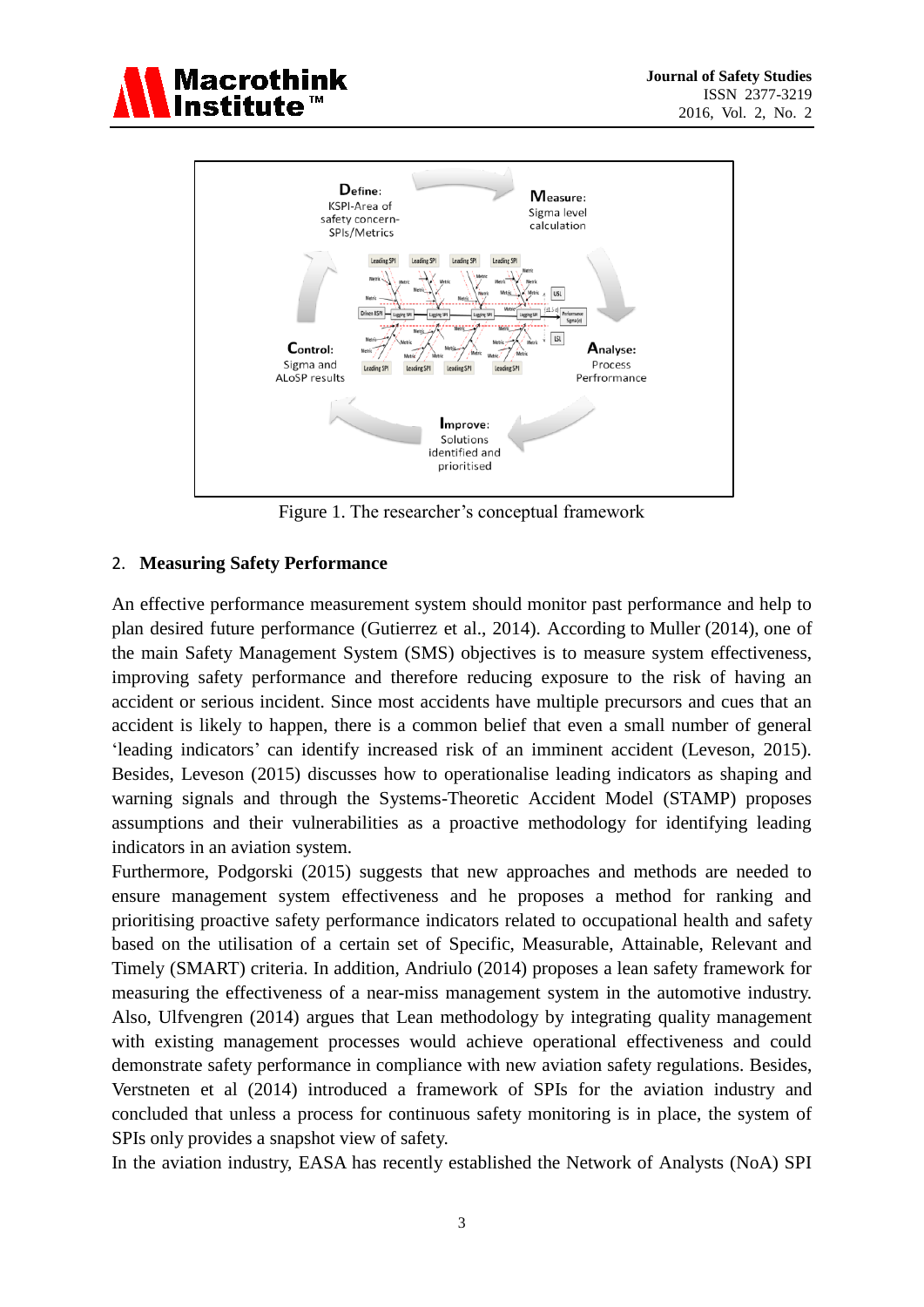Figure 1. The researcher's conceptual framework

## 2. Measuring Safety Performance

An effective performance measurement system should monitor past performance and help to plan desired future performance (Gutierrez et al., 2014). According to Muller (2014), one of the main Safety Management System (SMS) objectives is to measure system effectiveness, improving safety performance and therefore reducing exposure to the risk of having an accident or serious incident. Since most accidents have multiple precursors and cues that an accident is likely to happen, there is a common belief that even a small number of general 'leading indicators' can identify increased risk of an imminent accident (Leveson, 2015). Besides, Leveson (2015) discusses how to operationalise leading indicators as shaping and warning signals and through the Systems-Theoretic Accident Model (STAMP) proposes assumptions and their vulnerabilities as a proactive methodology for identifying leading indicators in an aviation system.

Furthermore, Podgorski (2015) suggests that new approaches and methods are needed to ensure management system effectiveness and he proposes a method for ranking and prioritising proactive safety performance indicators related to occupational health and safety based on the utilisation of a certain set of Specific, Measurable, Attainable, Relevant and Timely (SMART) criteria. In addition, Andriulo (2014) proposes a lean safety framework for measuring the effectiveness of a near-miss management system in the automotive industry. Also, Ulfvengren (2014) argues that Lean methodology by integrating quality management with existing management processes would achieve operational effectiveness and could demonstrate safety performance in compliance with new aviation safety regulations. Besides, Verstneten et al (2014) introduced a framework of SPIs for the aviation industry and concluded that unless a process for continuous safety monitoring is in place, the system of SPIs only provides a snapshot view of safety.

In the aviation industry, EASA has recently established the Network of Analysts (NoA) SPI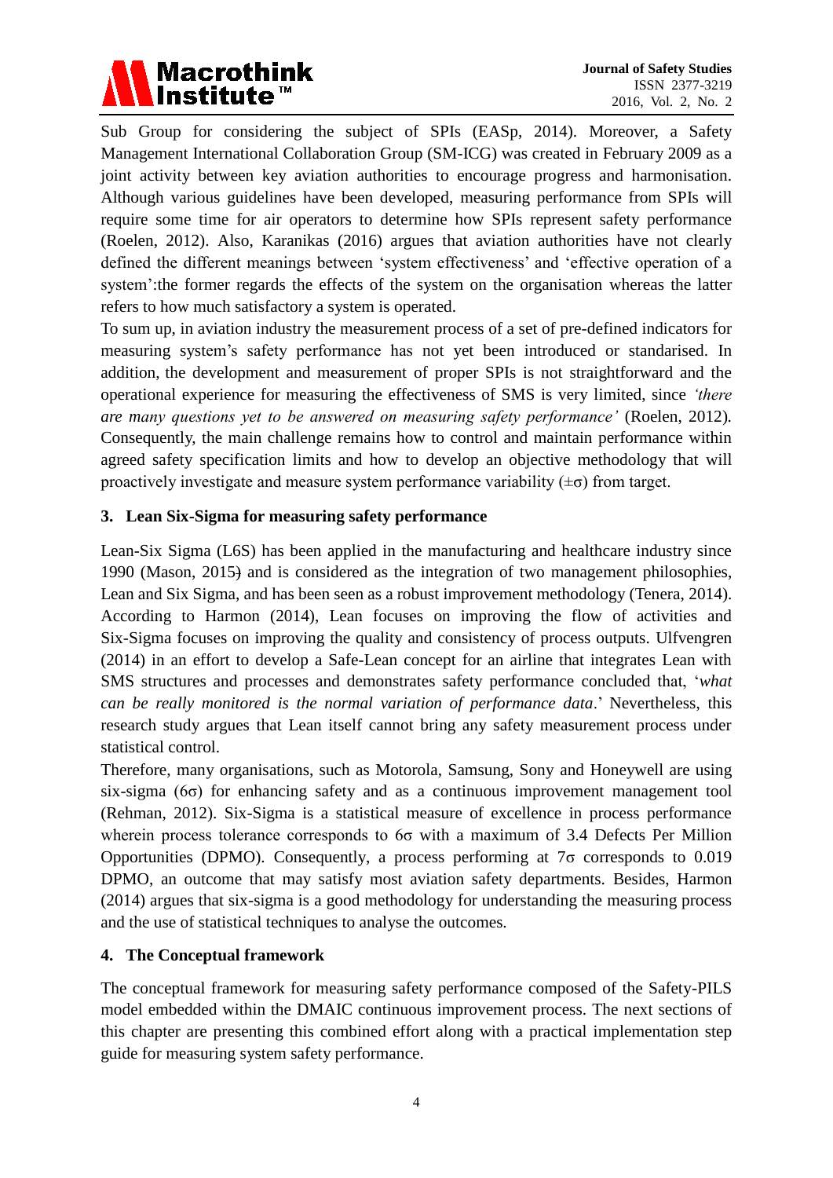Sub Group for considering the subject of SPIs (EASp, 2014). Moreover, a Safety Management International Collaboration Group (SM-ICG) was created in February 2009 as a joint activity between key aviation authorities to encourage progress and harmonisation. Although various guidelines have been developed, measuring performance from SPIs will require some time for air operators to determine how SPIs represent safety performance (Roelen, 2012). Also, Karanikas (2016) argues that aviation authorities have not clearly defined the different meanings between 'system effectiveness' and 'effective operation of a system':the former regards the effects of the system on the organisation whereas the latter refers to how much satisfactory a system is operated.

To sum up, in aviation industry the measurement process of a set of pre-defined indicators for measuring system's safety performance has not yet been introduced or standarised. In addition, the development and measurement of proper SPIs is not straightforward and the operational experience for measuring the effectiveness of SMS is very limited, since *'there are many questions yet to be answered on measuring safety performance'* (Roelen, 2012). Consequently, the main challenge remains how to control and maintain performance within agreed safety specification limits and how to develop an objective methodology that will proactively investigate and measure system performance variability ($\pm\sigma$) from target.

## 3. Lean Six-Sigma for measuring safety performance

Lean-Six Sigma (L6S) has been applied in the manufacturing and healthcare industry since 1990 (Mason, 2015) and is considered as the integration of two management philosophies, Lean and Six Sigma, and has been seen as a robust improvement methodology (Tenera, 2014). According to Harmon (2014), Lean focuses on improving the flow of activities and Six-Sigma focuses on improving the quality and consistency of process outputs. Ulfvengren (2014) in an effort to develop a Safe-Lean concept for an airline that integrates Lean with SMS structures and processes and demonstrates safety performance concluded that, '*what can be really monitored is the normal variation of performance data*.' Nevertheless, this research study argues that Lean itself cannot bring any safety measurement process under statistical control.

Therefore, many organisations, such as Motorola, Samsung, Sony and Honeywell are using six-sigma ($6\sigma$) for enhancing safety and as a continuous improvement management tool (Rehman, 2012). Six-Sigma is a statistical measure of excellence in process performance wherein process tolerance corresponds to $6\sigma$ with a maximum of 3.4 Defects Per Million Opportunities (DPMO). Consequently, a process performing at $7\sigma$ corresponds to 0.019 DPMO, an outcome that may satisfy most aviation safety departments. Besides, Harmon (2014) argues that six-sigma is a good methodology for understanding the measuring process and the use of statistical techniques to analyse the outcomes.

## 4. The Conceptual framework

The conceptual framework for measuring safety performance composed of the Safety-PILS model embedded within the DMAIC continuous improvement process. The next sections of this chapter are presenting this combined effort along with a practical implementation step guide for measuring system safety performance.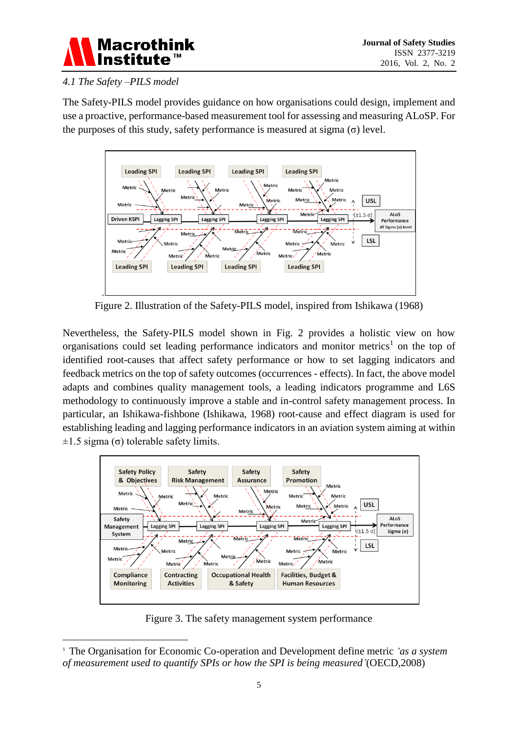*4.1 The Safety –PILS model*

The Safety-PILS model provides guidance on how organisations could design, implement and use a proactive, performance-based measurement tool for assessing and measuring ALoSP. For the purposes of this study, safety performance is measured at sigma (σ) level.

Figure 2. Illustration of the Safety-PILS model, inspired from Ishikawa (1968)

Nevertheless, the Safety-PILS model shown in Fig. 2 provides a holistic view on how organisations could set leading performance indicators and monitor metrics[1] on the top of identified root-causes that affect safety performance or how to set lagging indicators and feedback metrics on the top of safety outcomes (occurrences - effects). In fact, the above model adapts and combines quality management tools, a leading indicators programme and L6S methodology to continuously improve a stable and in-control safety management process. In particular, an Ishikawa-fishbone (Ishikawa, 1968) root-cause and effect diagram is used for establishing leading and lagging performance indicators in an aviation system aiming at within ±1.5 sigma (σ) tolerable safety limits.

Figure 3. The safety management system performance

[1] The Organisation for Economic Co-operation and Development define metric *'as a system of measurement used to quantify SPIs or how the SPI is being measured'* (OECD,2008)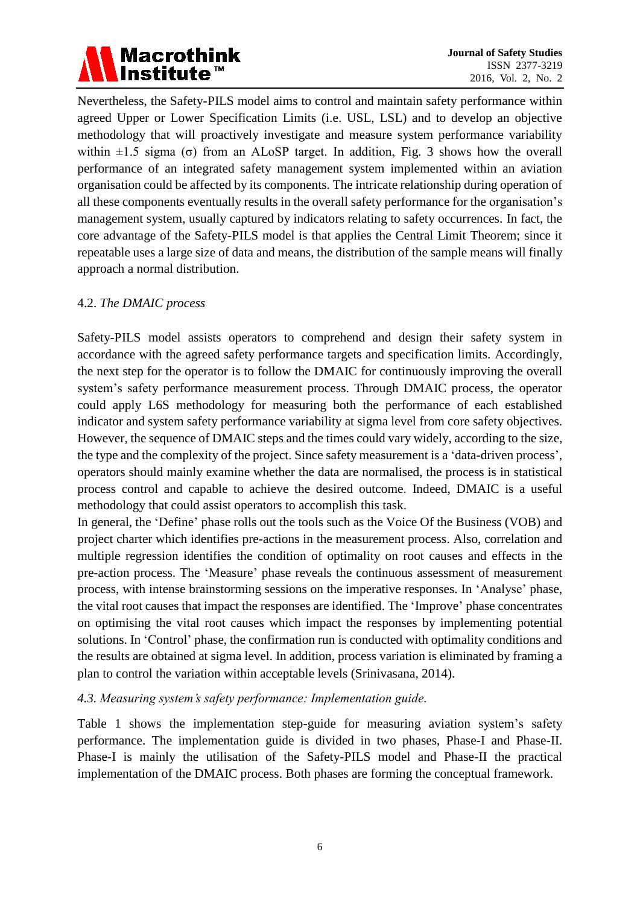Nevertheless, the Safety-PILS model aims to control and maintain safety performance within agreed Upper or Lower Specification Limits (i.e. USL, LSL) and to develop an objective methodology that will proactively investigate and measure system performance variability within ±1.5 sigma (σ) from an ALoSP target. In addition, Fig. 3 shows how the overall performance of an integrated safety management system implemented within an aviation organisation could be affected by its components. The intricate relationship during operation of all these components eventually results in the overall safety performance for the organisation's management system, usually captured by indicators relating to safety occurrences. In fact, the core advantage of the Safety-PILS model is that applies the Central Limit Theorem; since it repeatable uses a large size of data and means, the distribution of the sample means will finally approach a normal distribution.

### 4.2. *The DMAIC process*

Safety-PILS model assists operators to comprehend and design their safety system in accordance with the agreed safety performance targets and specification limits. Accordingly, the next step for the operator is to follow the DMAIC for continuously improving the overall system's safety performance measurement process. Through DMAIC process, the operator could apply L6S methodology for measuring both the performance of each established indicator and system safety performance variability at sigma level from core safety objectives. However, the sequence of DMAIC steps and the times could vary widely, according to the size, the type and the complexity of the project. Since safety measurement is a 'data-driven process', operators should mainly examine whether the data are normalised, the process is in statistical process control and capable to achieve the desired outcome. Indeed, DMAIC is a useful methodology that could assist operators to accomplish this task.

In general, the 'Define' phase rolls out the tools such as the Voice Of the Business (VOB) and project charter which identifies pre-actions in the measurement process. Also, correlation and multiple regression identifies the condition of optimality on root causes and effects in the pre-action process. The 'Measure' phase reveals the continuous assessment of measurement process, with intense brainstorming sessions on the imperative responses. In 'Analyse' phase, the vital root causes that impact the responses are identified. The 'Improve' phase concentrates on optimising the vital root causes which impact the responses by implementing potential solutions. In 'Control' phase, the confirmation run is conducted with optimality conditions and the results are obtained at sigma level. In addition, process variation is eliminated by framing a plan to control the variation within acceptable levels (Srinivasana, 2014).

### *4.3. Measuring system's safety performance: Implementation guide.*

Table 1 shows the implementation step-guide for measuring aviation system's safety performance. The implementation guide is divided in two phases, Phase-I and Phase-II. Phase-I is mainly the utilisation of the Safety-PILS model and Phase-II the practical implementation of the DMAIC process. Both phases are forming the conceptual framework.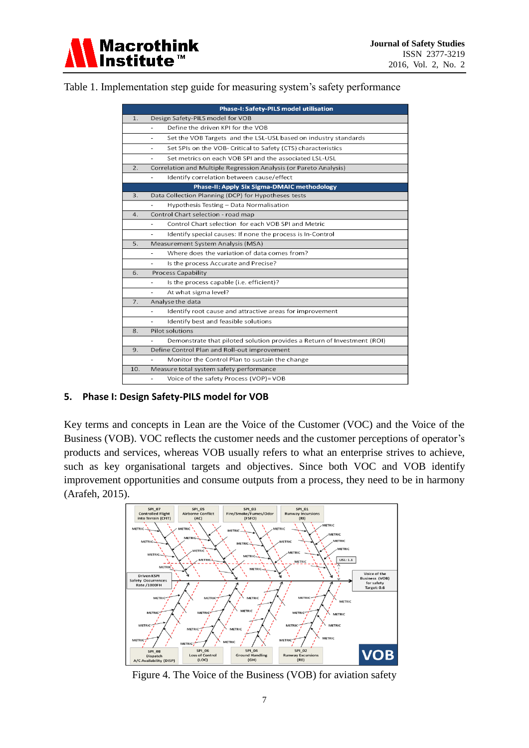Table 1. Implementation step guide for measuring system's safety performance

| | Phase-I: Safety-PILS model utilisation |
|---|---|
| 1. | Design Safety-PILS model for VOB |
| | - Define the driven KPI for the VOB |
| | - Set the VOB Targets and the LSL-USL based on industry standards |
| | - Set SPIs on the VOB- Critical to Safety (CTS) characteristics |
| | - Set metrics on each VOB SPI and the associated LSL-USL |
| 2. | Correlation and Multiple Regression Analysis (or Pareto Analysis) |
| | - Identify correlation between cause/effect |
| | **Phase-II: Apply Six Sigma-DMAIC methodology** |
| 3. | Data Collection Planning (DCP) for Hypotheses tests |
| | - Hypothesis Testing – Data Normalisation |
| 4. | Control Chart selection - road map |
| | - Control Chart selection for each VOB SPI and Metric |
| | - Identify special causes: If none the process is In-Control |
| 5. | Measurement System Analysis (MSA) |
| | - Where does the variation of data comes from? |
| | - Is the process Accurate and Precise? |
| 6. | Process Capability |
| | - Is the process capable (i.e. efficient)? |
| | - At what sigma level? |
| 7. | Analyse the data |
| | - Identify root cause and attractive areas for improvement |
| | - Identify best and feasible solutions |
| 8. | Pilot solutions |
| | - Demonstrate that piloted solution provides a Return of Investment (ROI) |
| 9. | Define Control Plan and Roll-out improvement |
| | - Monitor the Control Plan to sustain the change |
| 10. | Measure total system safety performance |
| | - Voice of the safety Process (VOP)= VOB |

## 5. Phase I: Design Safety-PILS model for VOB

Key terms and concepts in Lean are the Voice of the Customer (VOC) and the Voice of the Business (VOB). VOC reflects the customer needs and the customer perceptions of operator's products and services, whereas VOB usually refers to what an enterprise strives to achieve, such as key organisational targets and objectives. Since both VOC and VOB identify improvement opportunities and consume outputs from a process, they need to be in harmony (Arafeh, 2015).

Figure 4. The Voice of the Business (VOB) for aviation safety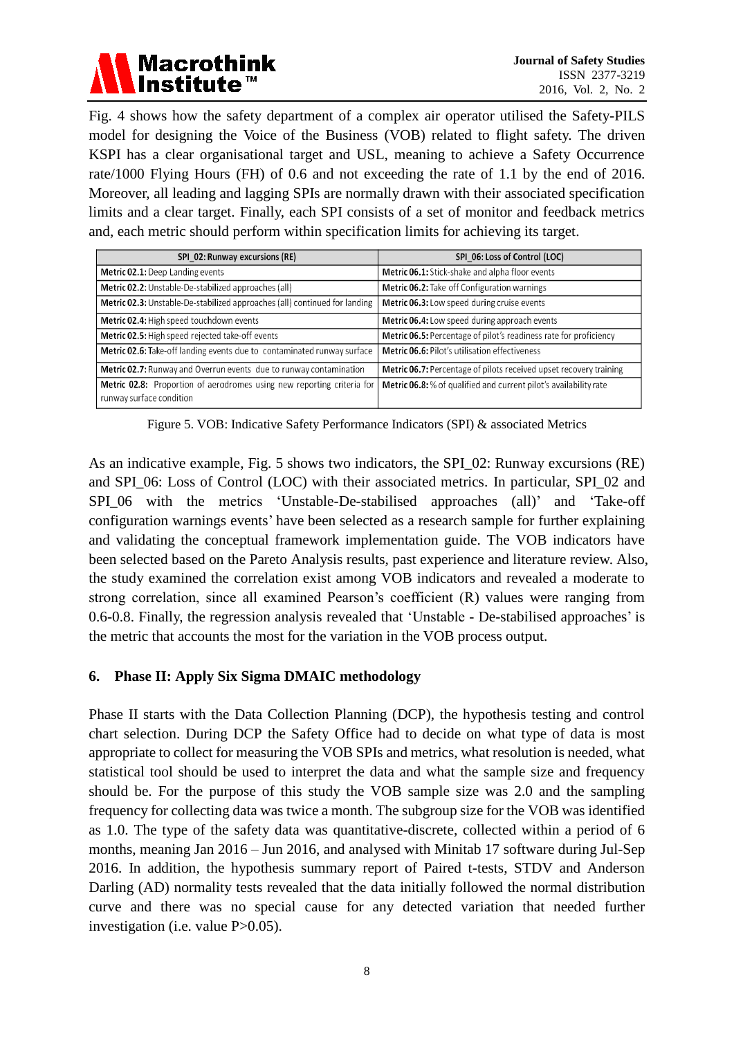Fig. 4 shows how the safety department of a complex air operator utilised the Safety-PILS model for designing the Voice of the Business (VOB) related to flight safety. The driven KSPI has a clear organisational target and USL, meaning to achieve a Safety Occurrence rate/1000 Flying Hours (FH) of 0.6 and not exceeding the rate of 1.1 by the end of 2016. Moreover, all leading and lagging SPIs are normally drawn with their associated specification limits and a clear target. Finally, each SPI consists of a set of monitor and feedback metrics and, each metric should perform within specification limits for achieving its target.

| SPI_02: Runway excursions (RE) | SPI_06: Loss of Control (LOC) |
|---|---|
| **Metric 02.1:** Deep Landing events | **Metric 06.1:** Stick-shake and alpha floor events |
| **Metric 02.2:** Unstable-De-stabilized approaches (all) | **Metric 06.2:** Take off Configuration warnings |
| **Metric 02.3:** Unstable-De-stabilized approaches (all) continued for landing | **Metric 06.3:** Low speed during cruise events |
| **Metric 02.4:** High speed touchdown events | **Metric 06.4:** Low speed during approach events |
| **Metric 02.5:** High speed rejected take-off events | **Metric 06.5:** Percentage of pilot's readiness rate for proficiency |
| **Metric 02.6:** Take-off landing events due to contaminated runway surface | **Metric 06.6:** Pilot's utilisation effectiveness |
| **Metric 02.7:** Runway and Overrun events due to runway contamination | **Metric 06.7:** Percentage of pilots received upset recovery training |
| **Metric 02.8:** Proportion of aerodromes using new reporting criteria for runway surface condition | **Metric 06.8:** % of qualified and current pilot's availability rate |

Figure 5. VOB: Indicative Safety Performance Indicators (SPI) & associated Metrics

As an indicative example, Fig. 5 shows two indicators, the SPI_02: Runway excursions (RE) and SPI_06: Loss of Control (LOC) with their associated metrics. In particular, SPI_02 and SPI_06 with the metrics 'Unstable-De-stabilised approaches (all)' and 'Take-off configuration warnings events' have been selected as a research sample for further explaining and validating the conceptual framework implementation guide. The VOB indicators have been selected based on the Pareto Analysis results, past experience and literature review. Also, the study examined the correlation exist among VOB indicators and revealed a moderate to strong correlation, since all examined Pearson's coefficient (R) values were ranging from 0.6-0.8. Finally, the regression analysis revealed that 'Unstable - De-stabilised approaches' is the metric that accounts the most for the variation in the VOB process output.

## 6. Phase II: Apply Six Sigma DMAIC methodology

Phase II starts with the Data Collection Planning (DCP), the hypothesis testing and control chart selection. During DCP the Safety Office had to decide on what type of data is most appropriate to collect for measuring the VOB SPIs and metrics, what resolution is needed, what statistical tool should be used to interpret the data and what the sample size and frequency should be. For the purpose of this study the VOB sample size was 2.0 and the sampling frequency for collecting data was twice a month. The subgroup size for the VOB was identified as 1.0. The type of the safety data was quantitative-discrete, collected within a period of 6 months, meaning Jan 2016 – Jun 2016, and analysed with Minitab 17 software during Jul-Sep 2016. In addition, the hypothesis summary report of Paired t-tests, STDV and Anderson Darling (AD) normality tests revealed that the data initially followed the normal distribution curve and there was no special cause for any detected variation that needed further investigation (i.e. value $P>0.05$).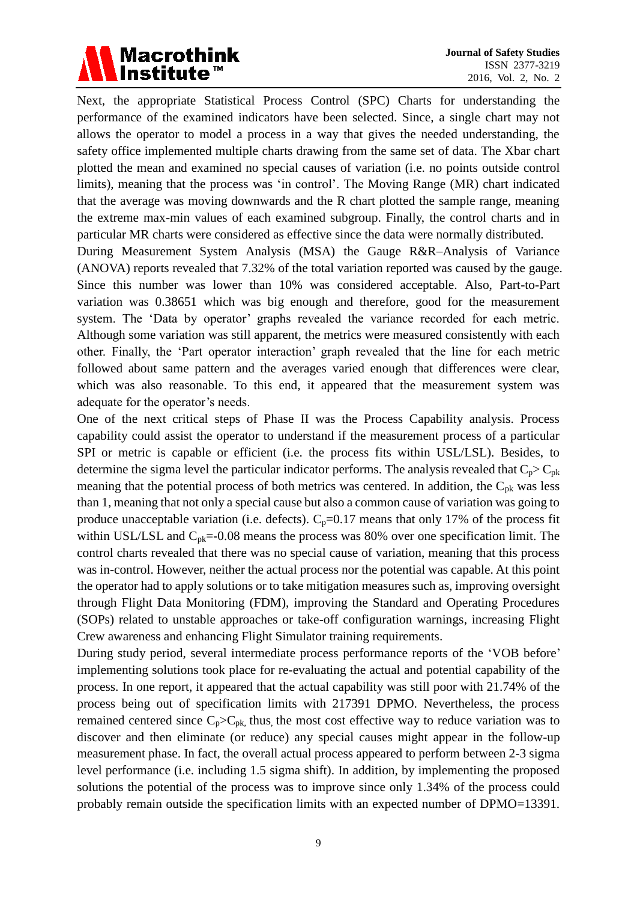Next, the appropriate Statistical Process Control (SPC) Charts for understanding the performance of the examined indicators have been selected. Since, a single chart may not allows the operator to model a process in a way that gives the needed understanding, the safety office implemented multiple charts drawing from the same set of data. The Xbar chart plotted the mean and examined no special causes of variation (i.e. no points outside control limits), meaning that the process was 'in control'. The Moving Range (MR) chart indicated that the average was moving downwards and the R chart plotted the sample range, meaning the extreme max-min values of each examined subgroup. Finally, the control charts and in particular MR charts were considered as effective since the data were normally distributed.

During Measurement System Analysis (MSA) the Gauge R&R–Analysis of Variance (ANOVA) reports revealed that 7.32% of the total variation reported was caused by the gauge. Since this number was lower than 10% was considered acceptable. Also, Part-to-Part variation was 0.38651 which was big enough and therefore, good for the measurement system. The 'Data by operator' graphs revealed the variance recorded for each metric. Although some variation was still apparent, the metrics were measured consistently with each other. Finally, the 'Part operator interaction' graph revealed that the line for each metric followed about same pattern and the averages varied enough that differences were clear, which was also reasonable. To this end, it appeared that the measurement system was adequate for the operator's needs.

One of the next critical steps of Phase II was the Process Capability analysis. Process capability could assist the operator to understand if the measurement process of a particular SPI or metric is capable or efficient (i.e. the process fits within USL/LSL). Besides, to determine the sigma level the particular indicator performs. The analysis revealed that $C_p > C_{pk}$ meaning that the potential process of both metrics was centered. In addition, the $C_{pk}$ was less than 1, meaning that not only a special cause but also a common cause of variation was going to produce unacceptable variation (i.e. defects). $C_p=0.17$ means that only 17% of the process fit within USL/LSL and $C_{pk}=-0.08$ means the process was 80% over one specification limit. The control charts revealed that there was no special cause of variation, meaning that this process was in-control. However, neither the actual process nor the potential was capable. At this point the operator had to apply solutions or to take mitigation measures such as, improving oversight through Flight Data Monitoring (FDM), improving the Standard and Operating Procedures (SOPs) related to unstable approaches or take-off configuration warnings, increasing Flight Crew awareness and enhancing Flight Simulator training requirements.

During study period, several intermediate process performance reports of the 'VOB before' implementing solutions took place for re-evaluating the actual and potential capability of the process. In one report, it appeared that the actual capability was still poor with 21.74% of the process being out of specification limits with 217391 DPMO. Nevertheless, the process remained centered since $C_p > C_{pk}$, thus, the most cost effective way to reduce variation was to discover and then eliminate (or reduce) any special causes might appear in the follow-up measurement phase. In fact, the overall actual process appeared to perform between 2-3 sigma level performance (i.e. including 1.5 sigma shift). In addition, by implementing the proposed solutions the potential of the process was to improve since only 1.34% of the process could probably remain outside the specification limits with an expected number of DPMO=13391.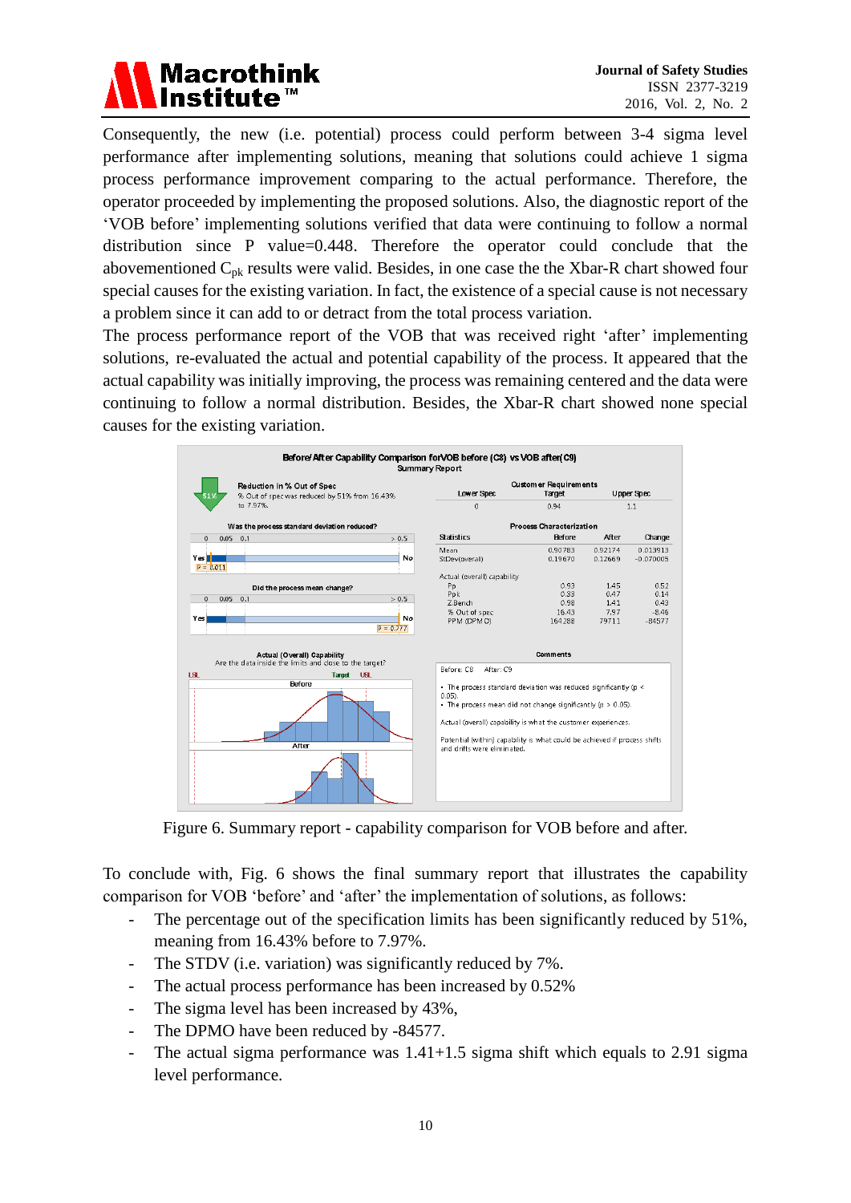Consequently, the new (i.e. potential) process could perform between 3-4 sigma level performance after implementing solutions, meaning that solutions could achieve 1 sigma process performance improvement comparing to the actual performance. Therefore, the operator proceeded by implementing the proposed solutions. Also, the diagnostic report of the 'VOB before' implementing solutions verified that data were continuing to follow a normal distribution since P value=0.448. Therefore the operator could conclude that the abovementioned $C_{pk}$ results were valid. Besides, in one case the the Xbar-R chart showed four special causes for the existing variation. In fact, the existence of a special cause is not necessary a problem since it can add to or detract from the total process variation.

The process performance report of the VOB that was received right 'after' implementing solutions, re-evaluated the actual and potential capability of the process. It appeared that the actual capability was initially improving, the process was remaining centered and the data were continuing to follow a normal distribution. Besides, the Xbar-R chart showed none special causes for the existing variation.

Figure 6. Summary report - capability comparison for VOB before and after.

To conclude with, Fig. 6 shows the final summary report that illustrates the capability comparison for VOB 'before' and 'after' the implementation of solutions, as follows:

- The percentage out of the specification limits has been significantly reduced by 51%, meaning from 16.43% before to 7.97%.
- The STDV (i.e. variation) was significantly reduced by 7%.
- The actual process performance has been increased by 0.52%
- The sigma level has been increased by 43%,
- The DPMO have been reduced by -84577.
- The actual sigma performance was 1.41+1.5 sigma shift which equals to 2.91 sigma level performance.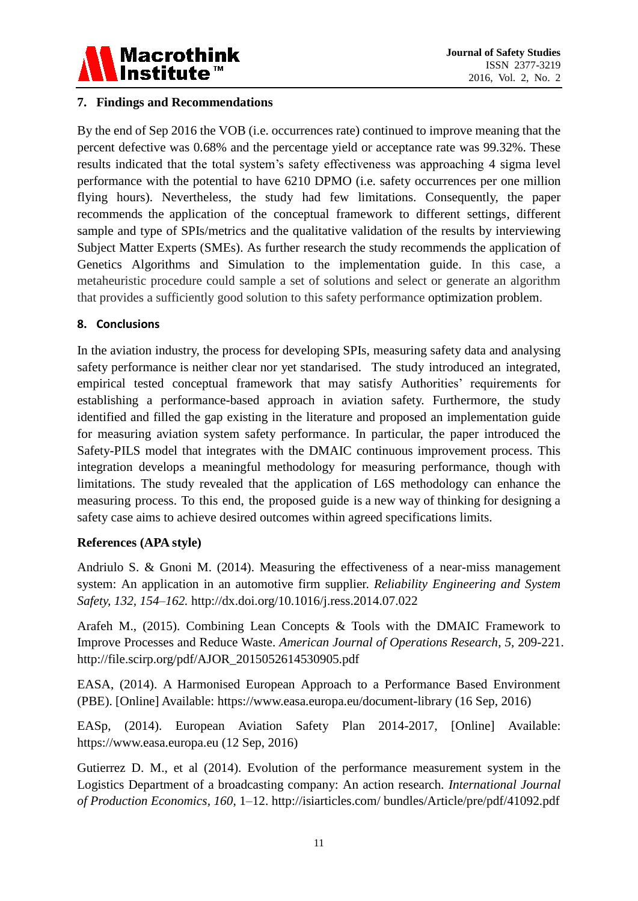## 7. Findings and Recommendations

By the end of Sep 2016 the VOB (i.e. occurrences rate) continued to improve meaning that the percent defective was 0.68% and the percentage yield or acceptance rate was 99.32%. These results indicated that the total system's safety effectiveness was approaching 4 sigma level performance with the potential to have 6210 DPMO (i.e. safety occurrences per one million flying hours). Nevertheless, the study had few limitations. Consequently, the paper recommends the application of the conceptual framework to different settings, different sample and type of SPIs/metrics and the qualitative validation of the results by interviewing Subject Matter Experts (SMEs). As further research the study recommends the application of Genetics Algorithms and Simulation to the implementation guide. In this case, a metaheuristic procedure could sample a set of solutions and select or generate an algorithm that provides a sufficiently good solution to this safety performance optimization problem.

## 8. Conclusions

In the aviation industry, the process for developing SPIs, measuring safety data and analysing safety performance is neither clear nor yet standarised. The study introduced an integrated, empirical tested conceptual framework that may satisfy Authorities' requirements for establishing a performance-based approach in aviation safety. Furthermore, the study identified and filled the gap existing in the literature and proposed an implementation guide for measuring aviation system safety performance. In particular, the paper introduced the Safety-PILS model that integrates with the DMAIC continuous improvement process. This integration develops a meaningful methodology for measuring performance, though with limitations. The study revealed that the application of L6S methodology can enhance the measuring process. To this end, the proposed guide is a new way of thinking for designing a safety case aims to achieve desired outcomes within agreed specifications limits.

### References (APA style)

Andriulo S. & Gnoni M. (2014). Measuring the effectiveness of a near-miss management system: An application in an automotive firm supplier. *Reliability Engineering and System Safety, 132, 154–162.* http://dx.doi.org/10.1016/j.ress.2014.07.022

Arafeh M., (2015). Combining Lean Concepts & Tools with the DMAIC Framework to Improve Processes and Reduce Waste. *American Journal of Operations Research*, *5*, 209-221. http://file.scirp.org/pdf/AJOR_2015052614530905.pdf

EASA, (2014). A Harmonised European Approach to a Performance Based Environment (PBE). [Online] Available: https://www.easa.europa.eu/document-library (16 Sep, 2016)

EASp, (2014). European Aviation Safety Plan 2014-2017, [Online] Available: https://www.easa.europa.eu (12 Sep, 2016)

Gutierrez D. M., et al (2014). Evolution of the performance measurement system in the Logistics Department of a broadcasting company: An action research. *International Journal of Production Economics*, *160*, 1–12. http://isiarticles.com/ bundles/Article/pre/pdf/41092.pdf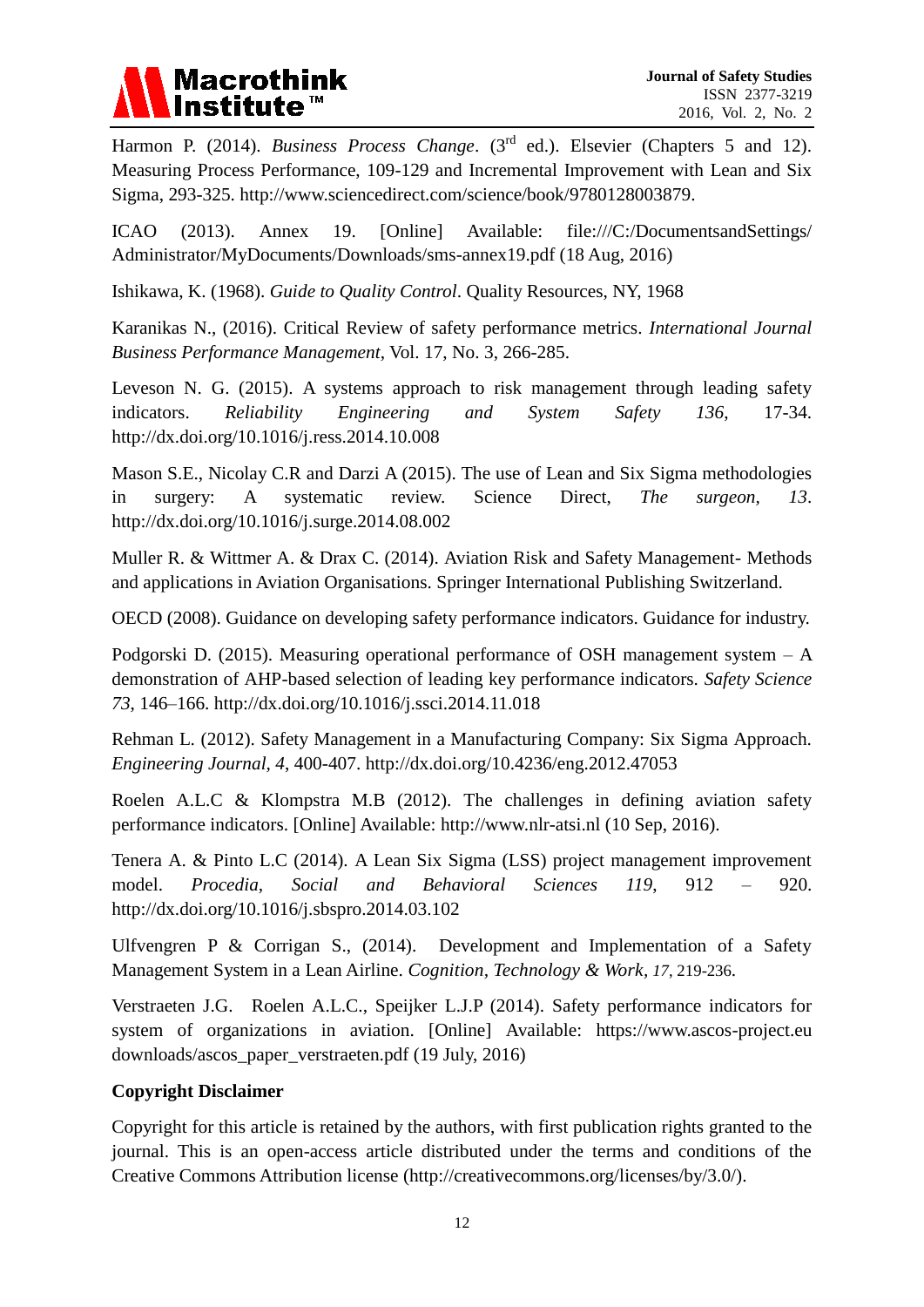Harmon P. (2014). *Business Process Change*. (3rd ed.). Elsevier (Chapters 5 and 12). Measuring Process Performance, 109-129 and Incremental Improvement with Lean and Six Sigma, 293-325. http://www.sciencedirect.com/science/book/9780128003879.

ICAO (2013). Annex 19. [Online] Available: file:///C:/DocumentsandSettings/Administrator/MyDocuments/Downloads/sms-annex19.pdf (18 Aug, 2016)

Ishikawa, K. (1968). *Guide to Quality Control*. Quality Resources, NY, 1968

Karanikas N., (2016). Critical Review of safety performance metrics. *International Journal Business Performance Management*, Vol. 17, No. 3, 266-285.

Leveson N. G. (2015). A systems approach to risk management through leading safety indicators. *Reliability Engineering and System Safety 136*, 17-34. http://dx.doi.org/10.1016/j.ress.2014.10.008

Mason S.E., Nicolay C.R and Darzi A (2015). The use of Lean and Six Sigma methodologies in surgery: A systematic review. Science Direct, *The surgeon*, *13*. http://dx.doi.org/10.1016/j.surge.2014.08.002

Muller R. & Wittmer A. & Drax C. (2014). Aviation Risk and Safety Management- Methods and applications in Aviation Organisations. Springer International Publishing Switzerland.

OECD (2008). Guidance on developing safety performance indicators. Guidance for industry.

Podgorski D. (2015). Measuring operational performance of OSH management system – A demonstration of AHP-based selection of leading key performance indicators. *Safety Science 73*, 146–166. http://dx.doi.org/10.1016/j.ssci.2014.11.018

Rehman L. (2012). Safety Management in a Manufacturing Company: Six Sigma Approach. *Engineering Journal*, *4*, 400-407. http://dx.doi.org/10.4236/eng.2012.47053

Roelen A.L.C & Klompstra M.B (2012). The challenges in defining aviation safety performance indicators. [Online] Available: http://www.nlr-atsi.nl (10 Sep, 2016).

Tenera A. & Pinto L.C (2014). A Lean Six Sigma (LSS) project management improvement model. *Procedia, Social and Behavioral Sciences 119*, 912 – 920. http://dx.doi.org/10.1016/j.sbspro.2014.03.102

Ulfvengren P & Corrigan S., (2014). Development and Implementation of a Safety Management System in a Lean Airline. *Cognition, Technology & Work*, *17*, 219-236.

Verstraeten J.G. Roelen A.L.C., Speijker L.J.P (2014). Safety performance indicators for system of organizations in aviation. [Online] Available: https://www.ascos-project.eu downloads/ascos_paper_verstraeten.pdf (19 July, 2016)

**Copyright Disclaimer**

Copyright for this article is retained by the authors, with first publication rights granted to the journal. This is an open-access article distributed under the terms and conditions of the Creative Commons Attribution license (http://creativecommons.org/licenses/by/3.0/).